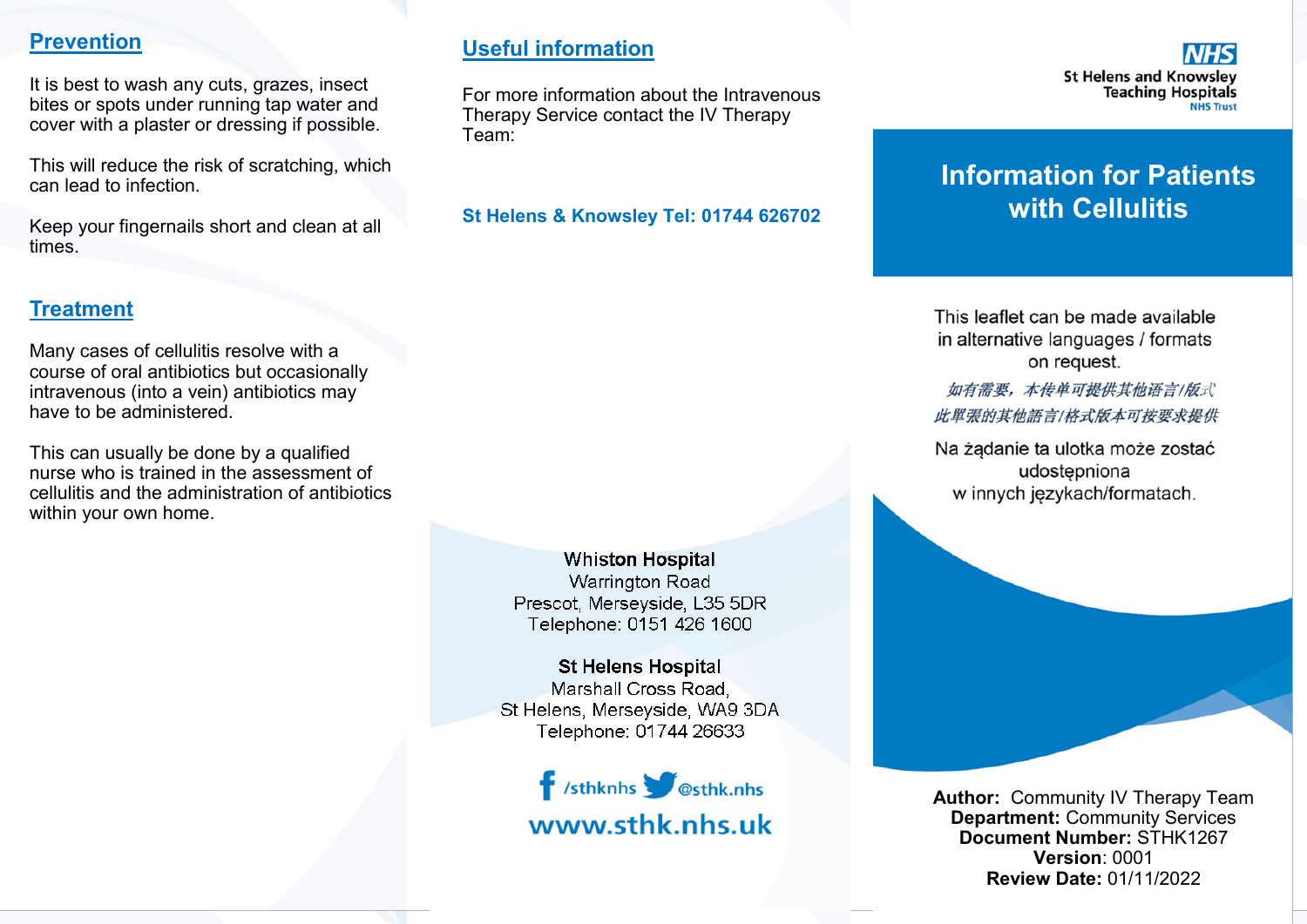## Prevention

It is best to wash any cuts, grazes, insect bites or spots under running tap water and cover with a plaster or dressing if possible.

This will reduce the risk of scratching, which can lead to infection.

Keep your fingernails short and clean at all times.

## Treatment

Many cases of cellulitis resolve with a course of oral antibiotics but occasionally intravenous (into a vein) antibiotics may have to be administered.

This can usually be done by a qualified nurse who is trained in the assessment of cellulitis and the administration of antibiotics within your own home.

## Useful information

For more information about the Intravenous Therapy Service contact the IV Therapy Team:

**St Helens & Knowsley Tel: 01744 626702**

**Whiston Hospital**
Warrington Road
Prescot, Merseyside, L35 5DR
Telephone: 0151 426 1600

**St Helens Hospital**
Marshall Cross Road,
St Helens, Merseyside, WA9 3DA
Telephone: 01744 26633

/sthknhs @sthk.nhs

**www.sthk.nhs.uk**

NHS
St Helens and Knowsley Teaching Hospitals
NHS Trust

# Information for Patients with Cellulitis

This leaflet can be made available in alternative languages / formats on request.

*如有需要，本传单可提供其他语言/版式*

*此單張的其他語言/格式版本可按要求提供*

Na żądanie ta ulotka może zostać udostępniona w innych językach/formatach.

**Author:** Community IV Therapy Team
**Department:** Community Services
**Document Number:** STHK1267
**Version**: 0001
**Review Date:** 01/11/2022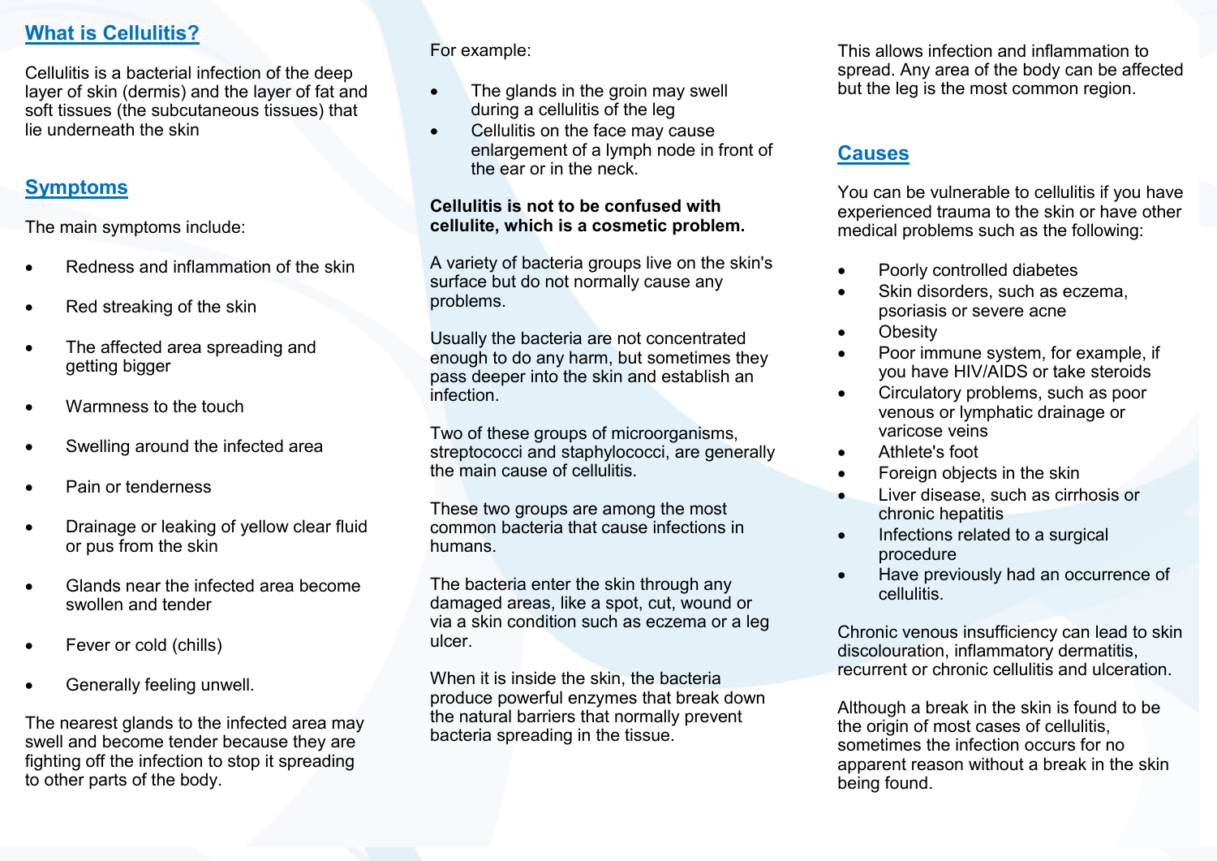## What is Cellulitis?

Cellulitis is a bacterial infection of the deep layer of skin (dermis) and the layer of fat and soft tissues (the subcutaneous tissues) that lie underneath the skin

## Symptoms

The main symptoms include:

- Redness and inflammation of the skin
- Red streaking of the skin
- The affected area spreading and getting bigger
- Warmness to the touch
- Swelling around the infected area
- Pain or tenderness
- Drainage or leaking of yellow clear fluid or pus from the skin
- Glands near the infected area become swollen and tender
- Fever or cold (chills)
- Generally feeling unwell.

The nearest glands to the infected area may swell and become tender because they are fighting off the infection to stop it spreading to other parts of the body.

For example:

- The glands in the groin may swell during a cellulitis of the leg
- Cellulitis on the face may cause enlargement of a lymph node in front of the ear or in the neck.

**Cellulitis is not to be confused with cellulite, which is a cosmetic problem.**

A variety of bacteria groups live on the skin's surface but do not normally cause any problems.

Usually the bacteria are not concentrated enough to do any harm, but sometimes they pass deeper into the skin and establish an infection.

Two of these groups of microorganisms, streptococci and staphylococci, are generally the main cause of cellulitis.

These two groups are among the most common bacteria that cause infections in humans.

The bacteria enter the skin through any damaged areas, like a spot, cut, wound or via a skin condition such as eczema or a leg ulcer.

When it is inside the skin, the bacteria produce powerful enzymes that break down the natural barriers that normally prevent bacteria spreading in the tissue.

This allows infection and inflammation to spread. Any area of the body can be affected but the leg is the most common region.

## Causes

You can be vulnerable to cellulitis if you have experienced trauma to the skin or have other medical problems such as the following:

- Poorly controlled diabetes
- Skin disorders, such as eczema, psoriasis or severe acne
- Obesity
- Poor immune system, for example, if you have HIV/AIDS or take steroids
- Circulatory problems, such as poor venous or lymphatic drainage or varicose veins
- Athlete's foot
- Foreign objects in the skin
- Liver disease, such as cirrhosis or chronic hepatitis
- Infections related to a surgical procedure
- Have previously had an occurrence of cellulitis.

Chronic venous insufficiency can lead to skin discolouration, inflammatory dermatitis, recurrent or chronic cellulitis and ulceration.

Although a break in the skin is found to be the origin of most cases of cellulitis, sometimes the infection occurs for no apparent reason without a break in the skin being found.